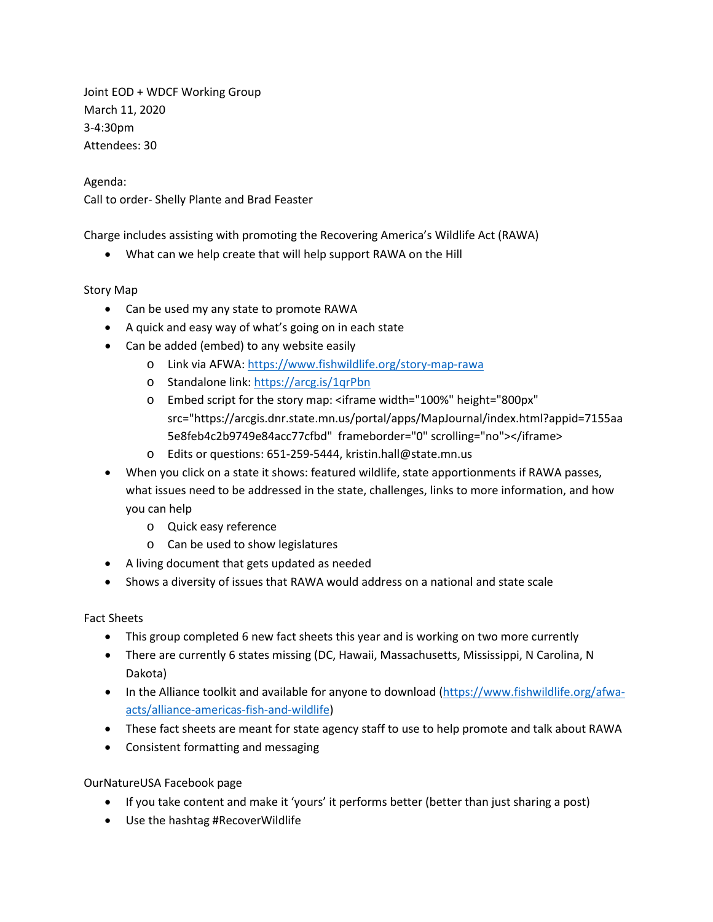Joint EOD + WDCF Working Group
March 11, 2020
3-4:30pm
Attendees: 30

Agenda:
Call to order- Shelly Plante and Brad Feaster

Charge includes assisting with promoting the Recovering America's Wildlife Act (RAWA)

- What can we help create that will help support RAWA on the Hill

Story Map

- Can be used my any state to promote RAWA
- A quick and easy way of what's going on in each state
- Can be added (embed) to any website easily
  - Link via AFWA: https://www.fishwildlife.org/story-map-rawa
  - Standalone link: https://arcg.is/1qrPbn
  - Embed script for the story map: <iframe width="100%" height="800px" src="https://arcgis.dnr.state.mn.us/portal/apps/MapJournal/index.html?appid=7155aa5e8feb4c2b9749e84acc77cfbd" frameborder="0" scrolling="no"></iframe>
  - Edits or questions: 651-259-5444, kristin.hall@state.mn.us
- When you click on a state it shows: featured wildlife, state apportionments if RAWA passes, what issues need to be addressed in the state, challenges, links to more information, and how you can help
  - Quick easy reference
  - Can be used to show legislatures
- A living document that gets updated as needed
- Shows a diversity of issues that RAWA would address on a national and state scale

Fact Sheets

- This group completed 6 new fact sheets this year and is working on two more currently
- There are currently 6 states missing (DC, Hawaii, Massachusetts, Mississippi, N Carolina, N Dakota)
- In the Alliance toolkit and available for anyone to download (https://www.fishwildlife.org/afwa-acts/alliance-americas-fish-and-wildlife)
- These fact sheets are meant for state agency staff to use to help promote and talk about RAWA
- Consistent formatting and messaging

OurNatureUSA Facebook page

- If you take content and make it 'yours' it performs better (better than just sharing a post)
- Use the hashtag #RecoverWildlife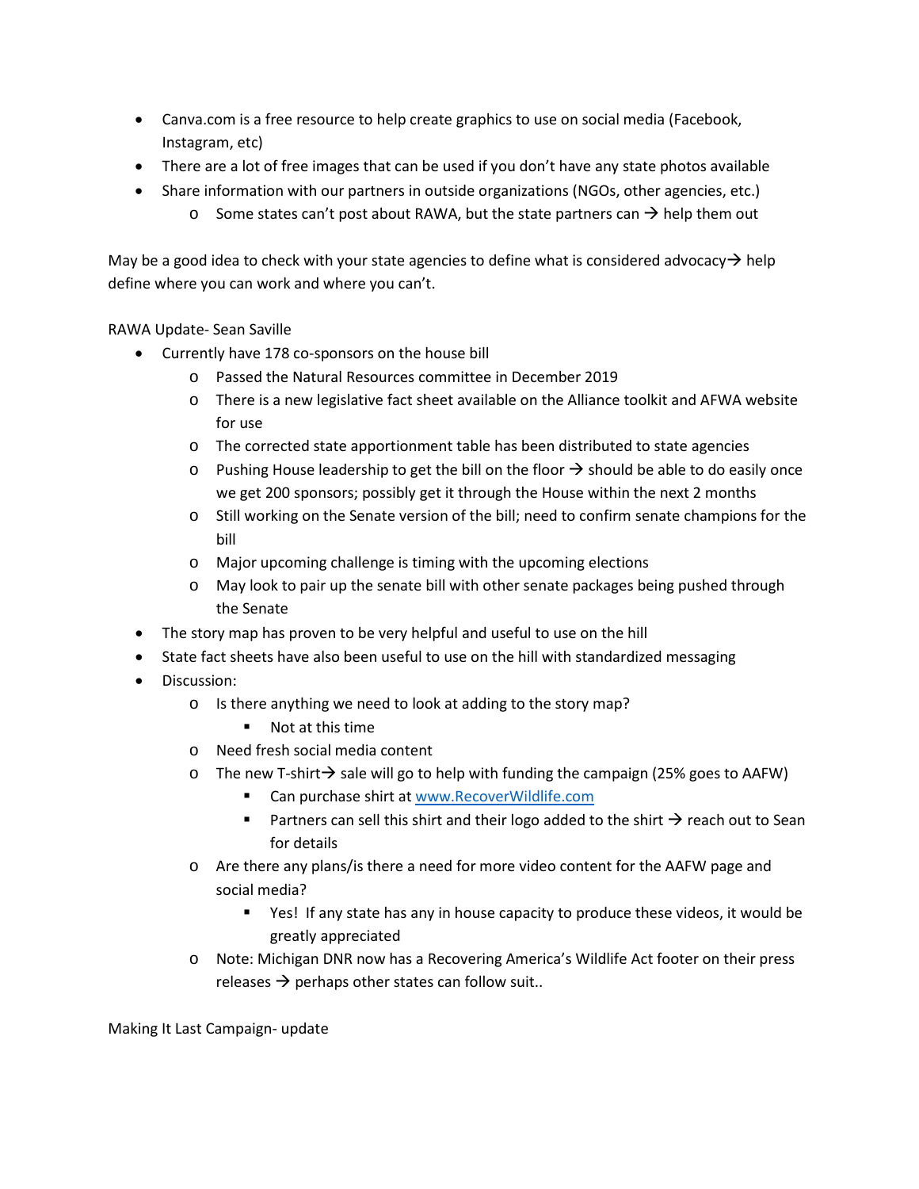- Canva.com is a free resource to help create graphics to use on social media (Facebook, Instagram, etc)
- There are a lot of free images that can be used if you don't have any state photos available
- Share information with our partners in outside organizations (NGOs, other agencies, etc.)
    - Some states can't post about RAWA, but the state partners can → help them out

May be a good idea to check with your state agencies to define what is considered advocacy→ help define where you can work and where you can't.

RAWA Update- Sean Saville

- Currently have 178 co-sponsors on the house bill
    - Passed the Natural Resources committee in December 2019
    - There is a new legislative fact sheet available on the Alliance toolkit and AFWA website for use
    - The corrected state apportionment table has been distributed to state agencies
    - Pushing House leadership to get the bill on the floor → should be able to do easily once we get 200 sponsors; possibly get it through the House within the next 2 months
    - Still working on the Senate version of the bill; need to confirm senate champions for the bill
    - Major upcoming challenge is timing with the upcoming elections
    - May look to pair up the senate bill with other senate packages being pushed through the Senate
- The story map has proven to be very helpful and useful to use on the hill
- State fact sheets have also been useful to use on the hill with standardized messaging
- Discussion:
    - Is there anything we need to look at adding to the story map?
        - Not at this time
    - Need fresh social media content
    - The new T-shirt→ sale will go to help with funding the campaign (25% goes to AAFW)
        - Can purchase shirt at [www.RecoverWildlife.com](http://www.RecoverWildlife.com)
        - Partners can sell this shirt and their logo added to the shirt → reach out to Sean for details
    - Are there any plans/is there a need for more video content for the AAFW page and social media?
        - Yes! If any state has any in house capacity to produce these videos, it would be greatly appreciated
    - Note: Michigan DNR now has a Recovering America's Wildlife Act footer on their press releases → perhaps other states can follow suit..

Making It Last Campaign- update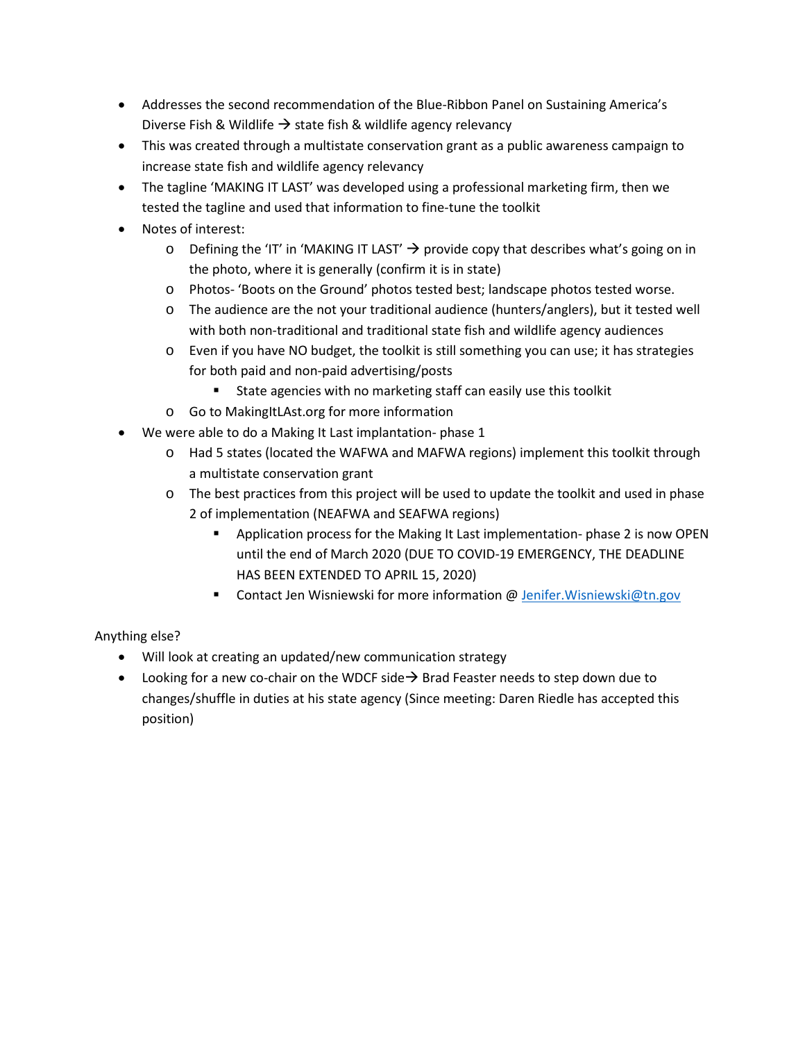- Addresses the second recommendation of the Blue-Ribbon Panel on Sustaining America's Diverse Fish & Wildlife → state fish & wildlife agency relevancy
- This was created through a multistate conservation grant as a public awareness campaign to increase state fish and wildlife agency relevancy
- The tagline 'MAKING IT LAST' was developed using a professional marketing firm, then we tested the tagline and used that information to fine-tune the toolkit
- Notes of interest:
    - Defining the 'IT' in 'MAKING IT LAST' → provide copy that describes what's going on in the photo, where it is generally (confirm it is in state)
    - Photos- 'Boots on the Ground' photos tested best; landscape photos tested worse.
    - The audience are the not your traditional audience (hunters/anglers), but it tested well with both non-traditional and traditional state fish and wildlife agency audiences
    - Even if you have NO budget, the toolkit is still something you can use; it has strategies for both paid and non-paid advertising/posts
        - State agencies with no marketing staff can easily use this toolkit
    - Go to MakingItLAst.org for more information
- We were able to do a Making It Last implantation- phase 1
    - Had 5 states (located the WAFWA and MAFWA regions) implement this toolkit through a multistate conservation grant
    - The best practices from this project will be used to update the toolkit and used in phase 2 of implementation (NEAFWA and SEAFWA regions)
        - Application process for the Making It Last implementation- phase 2 is now OPEN until the end of March 2020 (DUE TO COVID-19 EMERGENCY, THE DEADLINE HAS BEEN EXTENDED TO APRIL 15, 2020)
        - Contact Jen Wisniewski for more information @ Jenifer.Wisniewski@tn.gov

Anything else?

- Will look at creating an updated/new communication strategy
- Looking for a new co-chair on the WDCF side→ Brad Feaster needs to step down due to changes/shuffle in duties at his state agency (Since meeting: Daren Riedle has accepted this position)